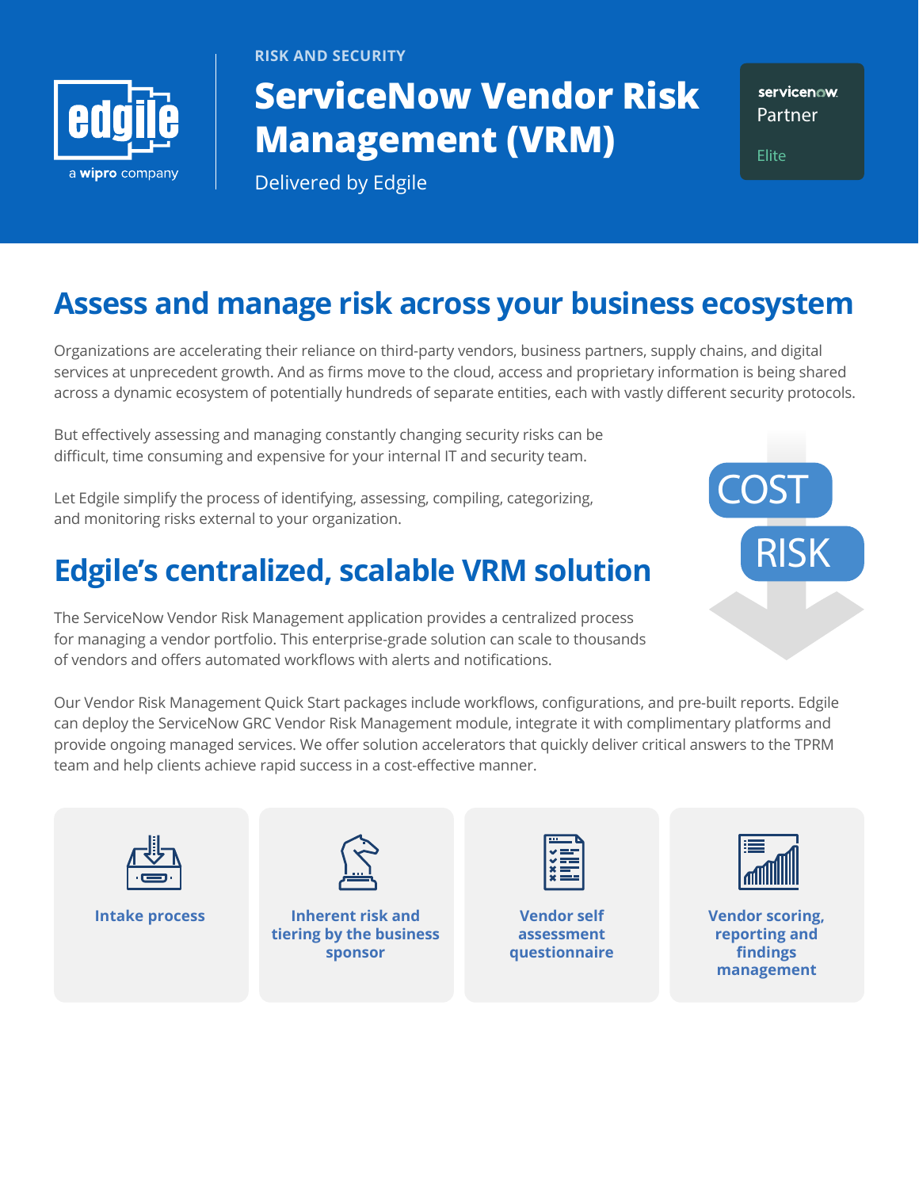RISK AND SECURITY

# ServiceNow Vendor Risk Management (VRM)

Delivered by Edgile

servicenow Partner Elite

## Assess and manage risk across your business ecosystem

Organizations are accelerating their reliance on third-party vendors, business partners, supply chains, and digital services at unprecedent growth. And as firms move to the cloud, access and proprietary information is being shared across a dynamic ecosystem of potentially hundreds of separate entities, each with vastly different security protocols.

But effectively assessing and managing constantly changing security risks can be difficult, time consuming and expensive for your internal IT and security team.

Let Edgile simplify the process of identifying, assessing, compiling, categorizing, and monitoring risks external to your organization.

COST

RISK

## Edgile's centralized, scalable VRM solution

The ServiceNow Vendor Risk Management application provides a centralized process for managing a vendor portfolio. This enterprise-grade solution can scale to thousands of vendors and offers automated workflows with alerts and notifications.

Our Vendor Risk Management Quick Start packages include workflows, configurations, and pre-built reports. Edgile can deploy the ServiceNow GRC Vendor Risk Management module, integrate it with complimentary platforms and provide ongoing managed services. We offer solution accelerators that quickly deliver critical answers to the TPRM team and help clients achieve rapid success in a cost-effective manner.

- **Intake process**
- **Inherent risk and tiering by the business sponsor**
- **Vendor self assessment questionnaire**
- **Vendor scoring, reporting and findings management**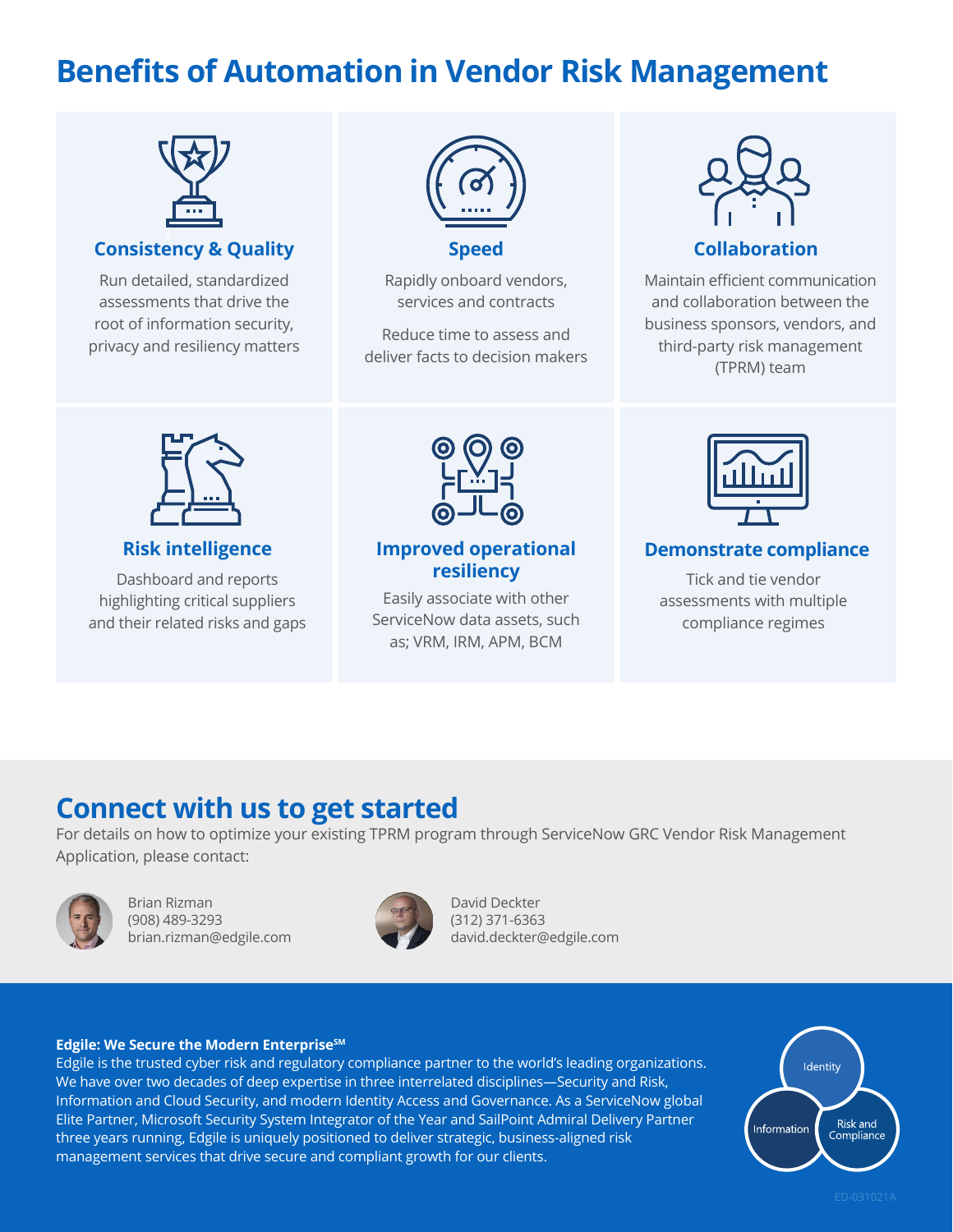# Benefits of Automation in Vendor Risk Management

### Consistency & Quality

Run detailed, standardized assessments that drive the root of information security, privacy and resiliency matters

### Speed

Rapidly onboard vendors, services and contracts

Reduce time to assess and deliver facts to decision makers

### Collaboration

Maintain efficient communication and collaboration between the business sponsors, vendors, and third-party risk management (TPRM) team

### Risk intelligence

Dashboard and reports highlighting critical suppliers and their related risks and gaps

### Improved operational resiliency

Easily associate with other ServiceNow data assets, such as; VRM, IRM, APM, BCM

### Demonstrate compliance

Tick and tie vendor assessments with multiple compliance regimes

## Connect with us to get started

For details on how to optimize your existing TPRM program through ServiceNow GRC Vendor Risk Management Application, please contact:

Brian Rizman
(908) 489-3293
brian.rizman@edgile.com

David Deckter
(312) 371-6363
david.deckter@edgile.com

**Edgile: We Secure the Modern Enterprise[SM]**
Edgile is the trusted cyber risk and regulatory compliance partner to the world's leading organizations. We have over two decades of deep expertise in three interrelated disciplines—Security and Risk, Information and Cloud Security, and modern Identity Access and Governance. As a ServiceNow global Elite Partner, Microsoft Security System Integrator of the Year and SailPoint Admiral Delivery Partner three years running, Edgile is uniquely positioned to deliver strategic, business-aligned risk management services that drive secure and compliant growth for our clients.

Identity
Information
Risk and Compliance

ED-031021A